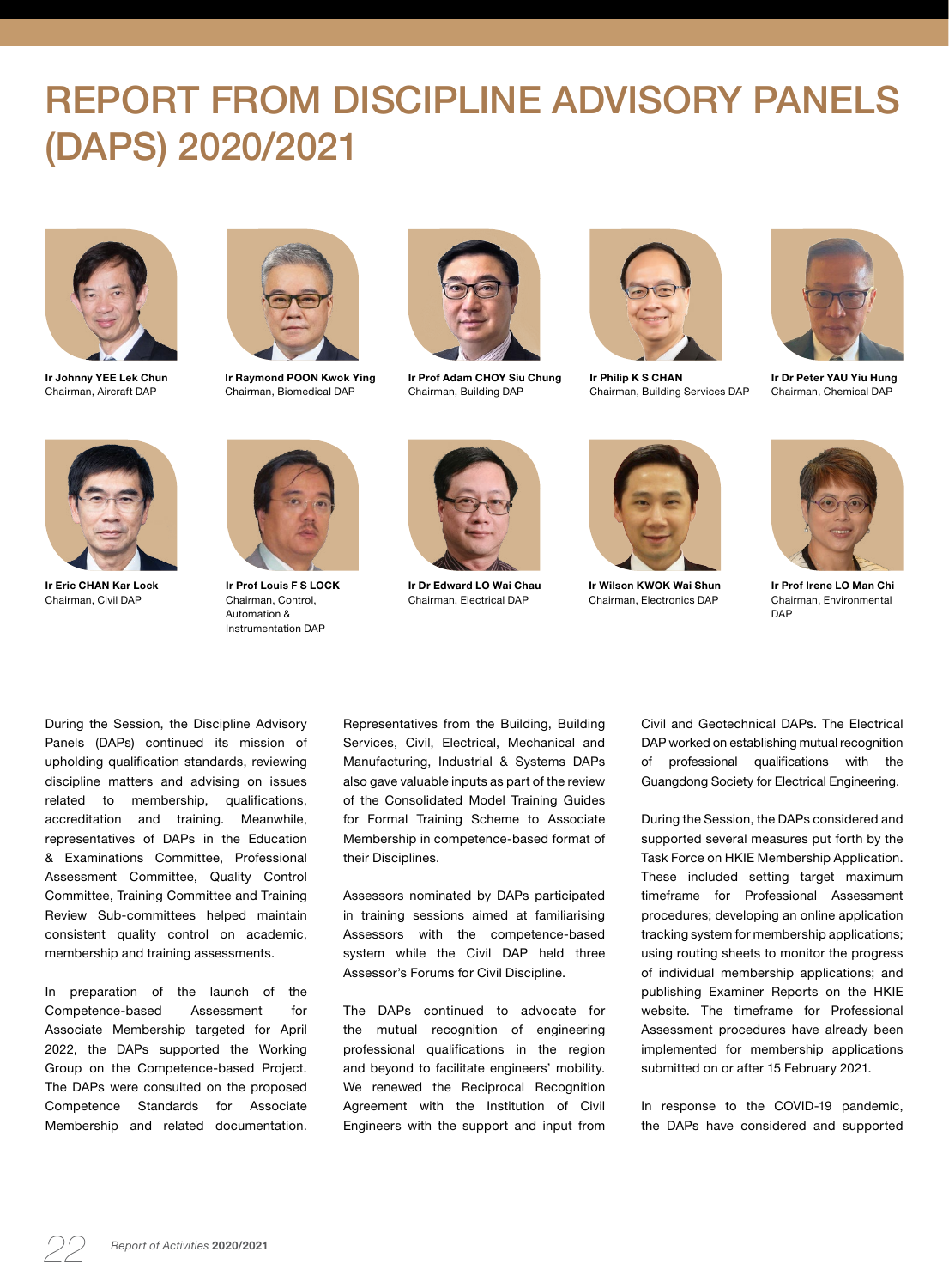# REPORT FROM DISCIPLINE ADVISORY PANELS (DAPS) 2020/2021

**Ir Johnny YEE Lek Chun**
Chairman, Aircraft DAP

**Ir Raymond POON Kwok Ying**
Chairman, Biomedical DAP

**Ir Prof Adam CHOY Siu Chung**
Chairman, Building DAP

**Ir Philip K S CHAN**
Chairman, Building Services DAP

**Ir Dr Peter YAU Yiu Hung**
Chairman, Chemical DAP

**Ir Eric CHAN Kar Lock**
Chairman, Civil DAP

**Ir Prof Louis F S LOCK**
Chairman, Control, Automation & Instrumentation DAP

**Ir Dr Edward LO Wai Chau**
Chairman, Electrical DAP

**Ir Wilson KWOK Wai Shun**
Chairman, Electronics DAP

**Ir Prof Irene LO Man Chi**
Chairman, Environmental DAP

During the Session, the Discipline Advisory Panels (DAPs) continued its mission of upholding qualification standards, reviewing discipline matters and advising on issues related to membership, qualifications, accreditation and training. Meanwhile, representatives of DAPs in the Education & Examinations Committee, Professional Assessment Committee, Quality Control Committee, Training Committee and Training Review Sub-committees helped maintain consistent quality control on academic, membership and training assessments.

In preparation of the launch of the Competence-based Assessment for Associate Membership targeted for April 2022, the DAPs supported the Working Group on the Competence-based Project. The DAPs were consulted on the proposed Competence Standards for Associate Membership and related documentation. Representatives from the Building, Building Services, Civil, Electrical, Mechanical and Manufacturing, Industrial & Systems DAPs also gave valuable inputs as part of the review of the Consolidated Model Training Guides for Formal Training Scheme to Associate Membership in competence-based format of their Disciplines.

Assessors nominated by DAPs participated in training sessions aimed at familiarising Assessors with the competence-based system while the Civil DAP held three Assessor's Forums for Civil Discipline.

The DAPs continued to advocate for the mutual recognition of engineering professional qualifications in the region and beyond to facilitate engineers' mobility. We renewed the Reciprocal Recognition Agreement with the Institution of Civil Engineers with the support and input from Civil and Geotechnical DAPs. The Electrical DAP worked on establishing mutual recognition of professional qualifications with the Guangdong Society for Electrical Engineering.

During the Session, the DAPs considered and supported several measures put forth by the Task Force on HKIE Membership Application. These included setting target maximum timeframe for Professional Assessment procedures; developing an online application tracking system for membership applications; using routing sheets to monitor the progress of individual membership applications; and publishing Examiner Reports on the HKIE website. The timeframe for Professional Assessment procedures have already been implemented for membership applications submitted on or after 15 February 2021.

In response to the COVID-19 pandemic, the DAPs have considered and supported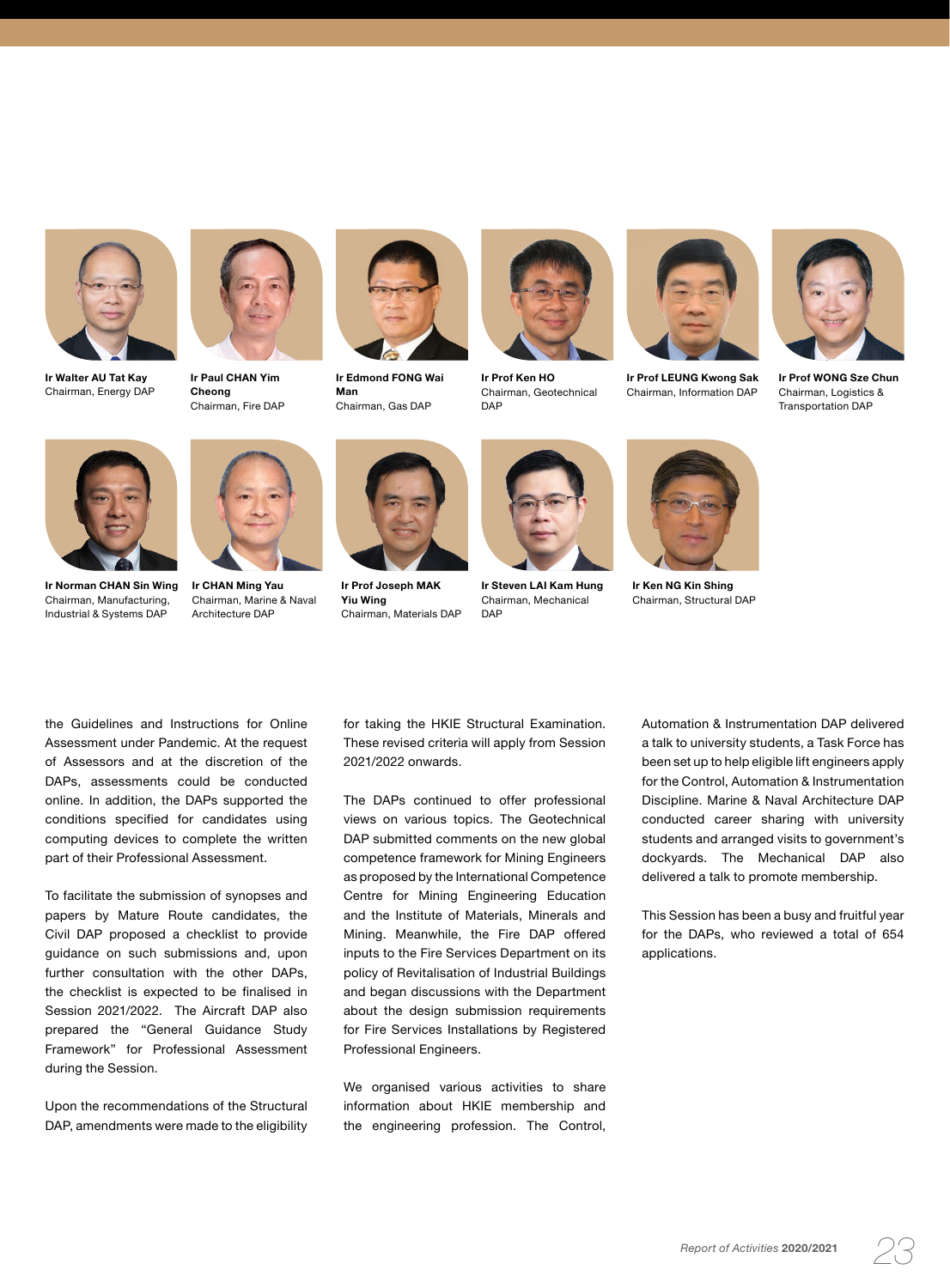**Ir Walter AU Tat Kay**
Chairman, Energy DAP

**Ir Paul CHAN Yim Cheong**
Chairman, Fire DAP

**Ir Edmond FONG Wai Man**
Chairman, Gas DAP

**Ir Prof Ken HO**
Chairman, Geotechnical DAP

**Ir Prof LEUNG Kwong Sak**
Chairman, Information DAP

**Ir Prof WONG Sze Chun**
Chairman, Logistics & Transportation DAP

**Ir Norman CHAN Sin Wing**
Chairman, Manufacturing, Industrial & Systems DAP

**Ir CHAN Ming Yau**
Chairman, Marine & Naval Architecture DAP

**Ir Prof Joseph MAK Yiu Wing**
Chairman, Materials DAP

**Ir Steven LAI Kam Hung**
Chairman, Mechanical DAP

**Ir Ken NG Kin Shing**
Chairman, Structural DAP

the Guidelines and Instructions for Online Assessment under Pandemic. At the request of Assessors and at the discretion of the DAPs, assessments could be conducted online. In addition, the DAPs supported the conditions specified for candidates using computing devices to complete the written part of their Professional Assessment.

To facilitate the submission of synopses and papers by Mature Route candidates, the Civil DAP proposed a checklist to provide guidance on such submissions and, upon further consultation with the other DAPs, the checklist is expected to be finalised in Session 2021/2022. The Aircraft DAP also prepared the "General Guidance Study Framework" for Professional Assessment during the Session.

Upon the recommendations of the Structural DAP, amendments were made to the eligibility for taking the HKIE Structural Examination. These revised criteria will apply from Session 2021/2022 onwards.

The DAPs continued to offer professional views on various topics. The Geotechnical DAP submitted comments on the new global competence framework for Mining Engineers as proposed by the International Competence Centre for Mining Engineering Education and the Institute of Materials, Minerals and Mining. Meanwhile, the Fire DAP offered inputs to the Fire Services Department on its policy of Revitalisation of Industrial Buildings and began discussions with the Department about the design submission requirements for Fire Services Installations by Registered Professional Engineers.

We organised various activities to share information about HKIE membership and the engineering profession. The Control, Automation & Instrumentation DAP delivered a talk to university students, a Task Force has been set up to help eligible lift engineers apply for the Control, Automation & Instrumentation Discipline. Marine & Naval Architecture DAP conducted career sharing with university students and arranged visits to government's dockyards. The Mechanical DAP also delivered a talk to promote membership.

This Session has been a busy and fruitful year for the DAPs, who reviewed a total of 654 applications.